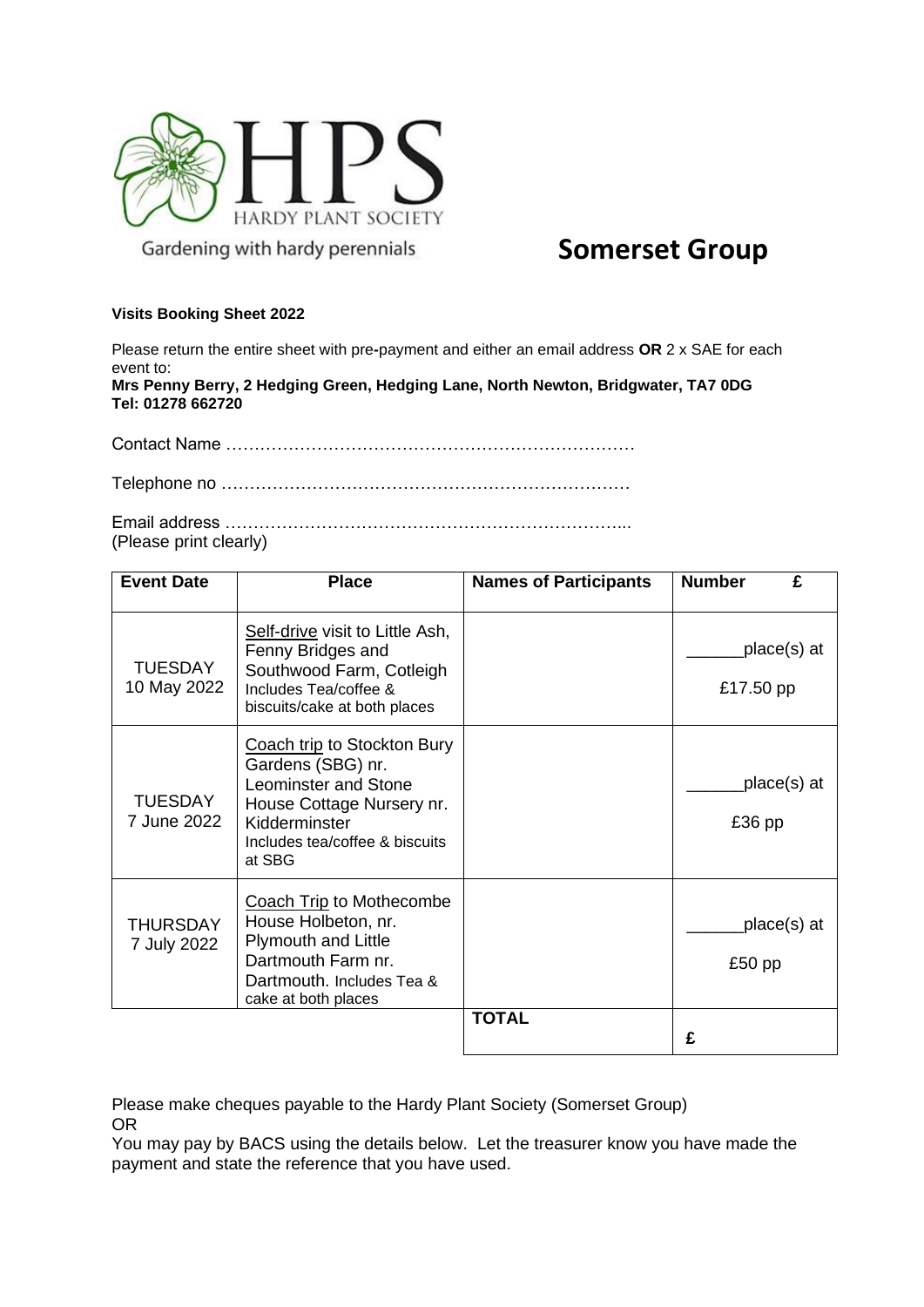HPS
HARDY PLANT SOCIETY

Gardening with hardy perennials

# Somerset Group

**Visits Booking Sheet 2022**

Please return the entire sheet with pre-payment and either an email address **OR** 2 x SAE for each event to:
**Mrs Penny Berry, 2 Hedging Green, Hedging Lane, North Newton, Bridgwater, TA7 0DG**
**Tel: 01278 662720**

Contact Name ………………………………………………………………

Telephone no ………………………………………………………………

Email address ……………………………………………………………...
(Please print clearly)

| **Event Date** | **Place** | **Names of Participants** | **Number £** |
|---|---|---|---|
| TUESDAY 10 May 2022 | Self-drive visit to Little Ash, Fenny Bridges and Southwood Farm, Cotleigh Includes Tea/coffee & biscuits/cake at both places | | ______place(s) at £17.50 pp |
| TUESDAY 7 June 2022 | Coach trip to Stockton Bury Gardens (SBG) nr. Leominster and Stone House Cottage Nursery nr. Kidderminster Includes tea/coffee & biscuits at SBG | | ______place(s) at £36 pp |
| THURSDAY 7 July 2022 | Coach Trip to Mothecombe House Holbeton, nr. Plymouth and Little Dartmouth Farm nr. Dartmouth. Includes Tea & cake at both places | | ______place(s) at £50 pp |
| | | **TOTAL** | **£** |

Please make cheques payable to the Hardy Plant Society (Somerset Group)
OR
You may pay by BACS using the details below. Let the treasurer know you have made the payment and state the reference that you have used.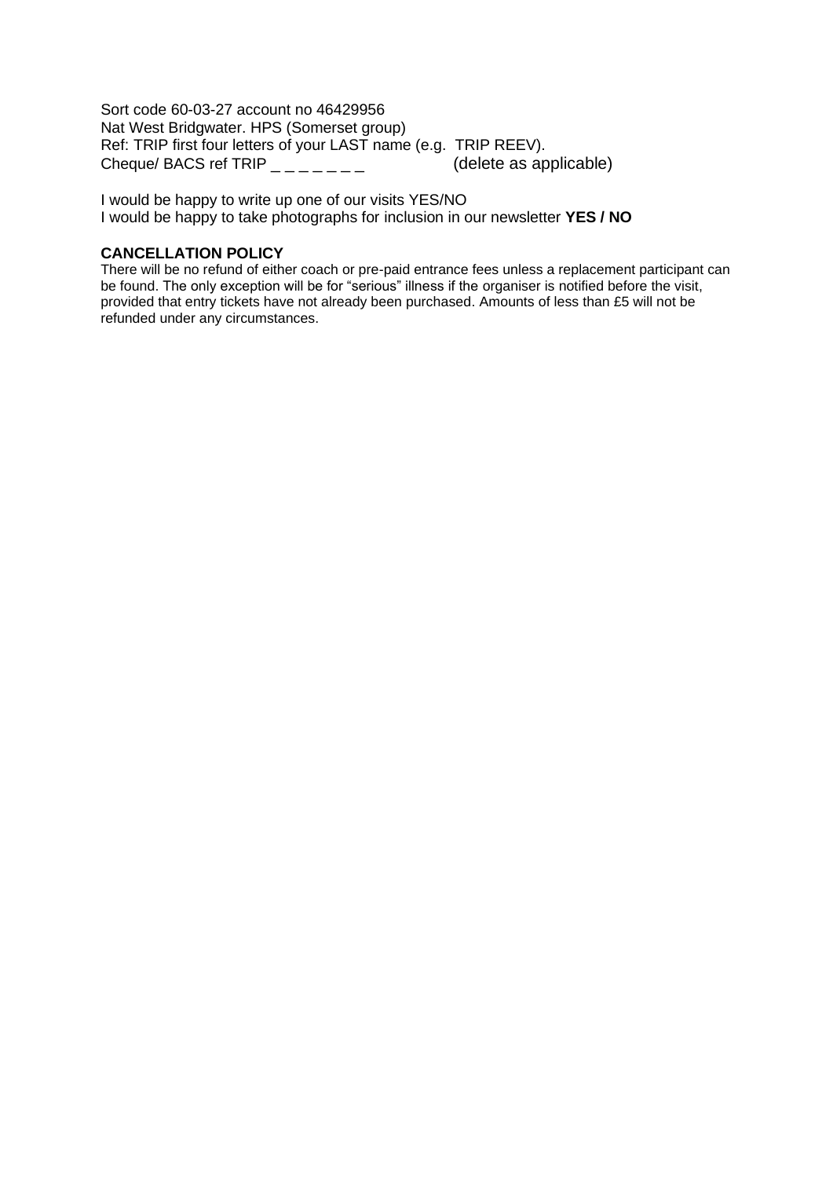Sort code 60-03-27 account no 46429956
Nat West Bridgwater. HPS (Somerset group)
Ref: TRIP first four letters of your LAST name (e.g. TRIP REEV).
Cheque/ BACS ref TRIP _ _ _ _ _ _ _ (delete as applicable)

I would be happy to write up one of our visits YES/NO
I would be happy to take photographs for inclusion in our newsletter **YES / NO**

**CANCELLATION POLICY**

There will be no refund of either coach or pre-paid entrance fees unless a replacement participant can be found. The only exception will be for "serious" illness if the organiser is notified before the visit, provided that entry tickets have not already been purchased. Amounts of less than £5 will not be refunded under any circumstances.